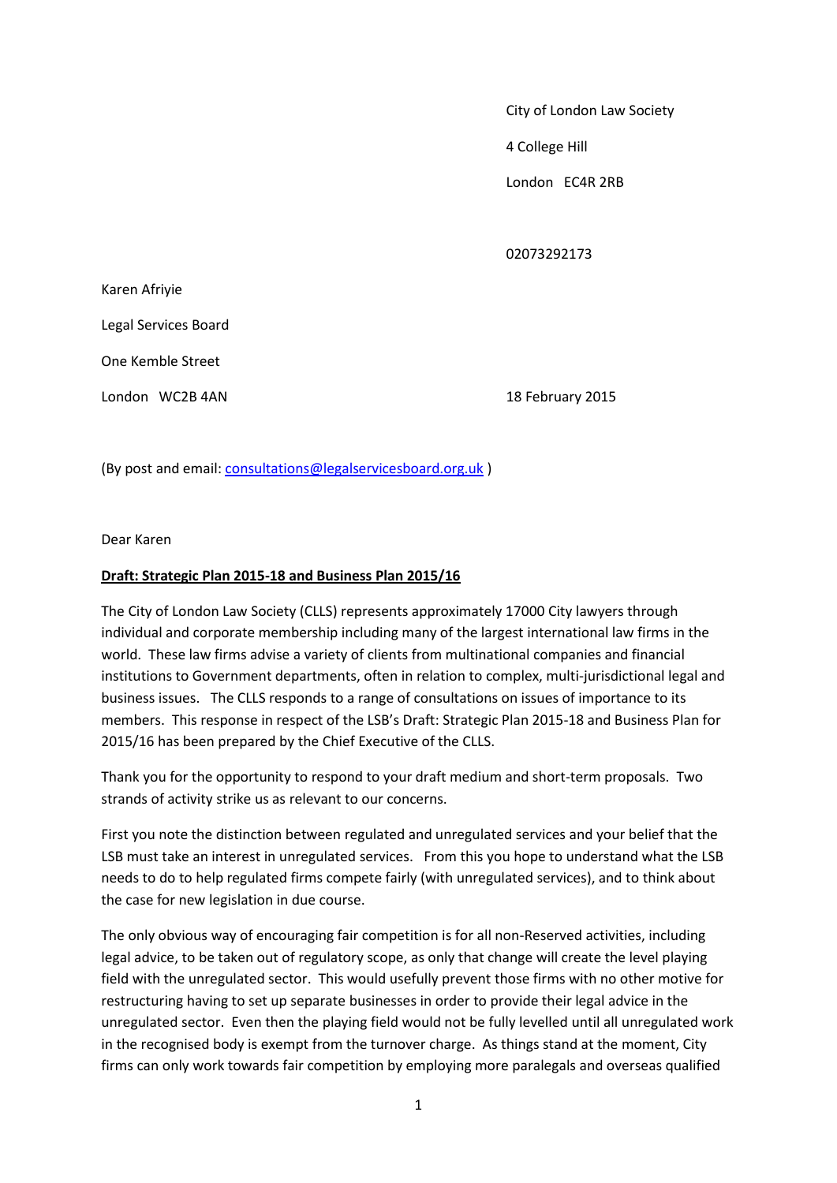City of London Law Society

4 College Hill

London EC4R 2RB

02073292173

Karen Afriyie

Legal Services Board

One Kemble Street

London WC2B 4AN

18 February 2015

(By post and email: consultations@legalservicesboard.org.uk )

Dear Karen

**Draft: Strategic Plan 2015-18 and Business Plan 2015/16**

The City of London Law Society (CLLS) represents approximately 17000 City lawyers through individual and corporate membership including many of the largest international law firms in the world. These law firms advise a variety of clients from multinational companies and financial institutions to Government departments, often in relation to complex, multi-jurisdictional legal and business issues. The CLLS responds to a range of consultations on issues of importance to its members. This response in respect of the LSB's Draft: Strategic Plan 2015-18 and Business Plan for 2015/16 has been prepared by the Chief Executive of the CLLS.

Thank you for the opportunity to respond to your draft medium and short-term proposals. Two strands of activity strike us as relevant to our concerns.

First you note the distinction between regulated and unregulated services and your belief that the LSB must take an interest in unregulated services. From this you hope to understand what the LSB needs to do to help regulated firms compete fairly (with unregulated services), and to think about the case for new legislation in due course.

The only obvious way of encouraging fair competition is for all non-Reserved activities, including legal advice, to be taken out of regulatory scope, as only that change will create the level playing field with the unregulated sector. This would usefully prevent those firms with no other motive for restructuring having to set up separate businesses in order to provide their legal advice in the unregulated sector. Even then the playing field would not be fully levelled until all unregulated work in the recognised body is exempt from the turnover charge. As things stand at the moment, City firms can only work towards fair competition by employing more paralegals and overseas qualified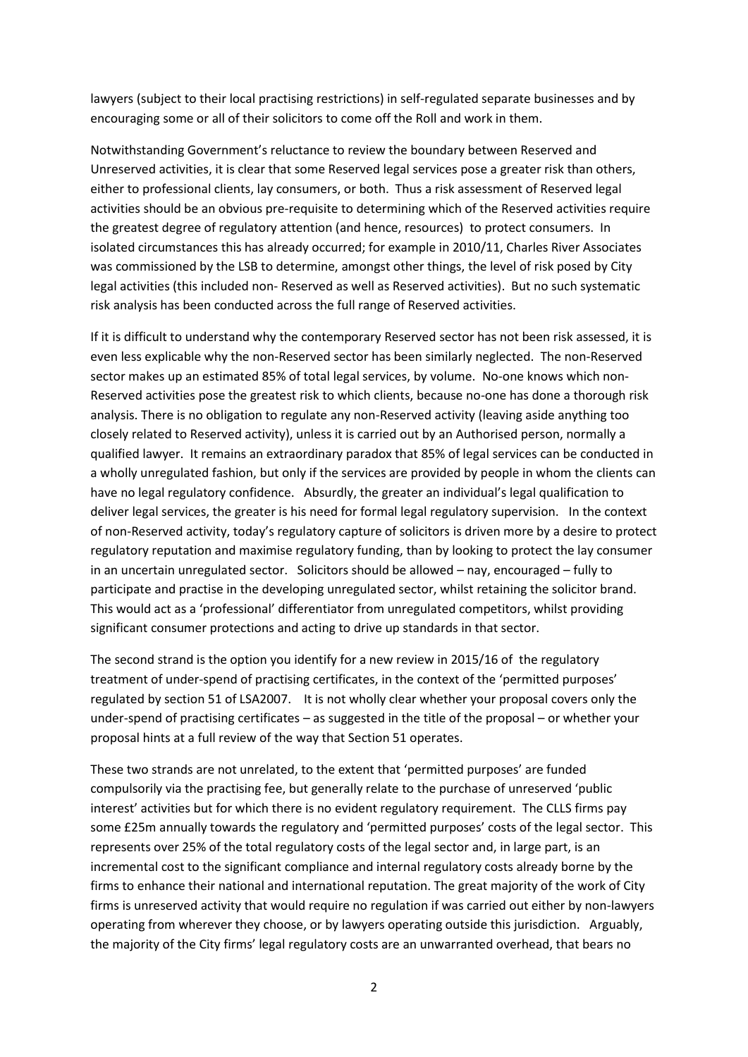lawyers (subject to their local practising restrictions) in self-regulated separate businesses and by encouraging some or all of their solicitors to come off the Roll and work in them.

Notwithstanding Government's reluctance to review the boundary between Reserved and Unreserved activities, it is clear that some Reserved legal services pose a greater risk than others, either to professional clients, lay consumers, or both. Thus a risk assessment of Reserved legal activities should be an obvious pre-requisite to determining which of the Reserved activities require the greatest degree of regulatory attention (and hence, resources) to protect consumers. In isolated circumstances this has already occurred; for example in 2010/11, Charles River Associates was commissioned by the LSB to determine, amongst other things, the level of risk posed by City legal activities (this included non- Reserved as well as Reserved activities). But no such systematic risk analysis has been conducted across the full range of Reserved activities.

If it is difficult to understand why the contemporary Reserved sector has not been risk assessed, it is even less explicable why the non-Reserved sector has been similarly neglected. The non-Reserved sector makes up an estimated 85% of total legal services, by volume. No-one knows which non-Reserved activities pose the greatest risk to which clients, because no-one has done a thorough risk analysis. There is no obligation to regulate any non-Reserved activity (leaving aside anything too closely related to Reserved activity), unless it is carried out by an Authorised person, normally a qualified lawyer. It remains an extraordinary paradox that 85% of legal services can be conducted in a wholly unregulated fashion, but only if the services are provided by people in whom the clients can have no legal regulatory confidence. Absurdly, the greater an individual's legal qualification to deliver legal services, the greater is his need for formal legal regulatory supervision. In the context of non-Reserved activity, today's regulatory capture of solicitors is driven more by a desire to protect regulatory reputation and maximise regulatory funding, than by looking to protect the lay consumer in an uncertain unregulated sector. Solicitors should be allowed – nay, encouraged – fully to participate and practise in the developing unregulated sector, whilst retaining the solicitor brand. This would act as a 'professional' differentiator from unregulated competitors, whilst providing significant consumer protections and acting to drive up standards in that sector.

The second strand is the option you identify for a new review in 2015/16 of the regulatory treatment of under-spend of practising certificates, in the context of the 'permitted purposes' regulated by section 51 of LSA2007. It is not wholly clear whether your proposal covers only the under-spend of practising certificates – as suggested in the title of the proposal – or whether your proposal hints at a full review of the way that Section 51 operates.

These two strands are not unrelated, to the extent that 'permitted purposes' are funded compulsorily via the practising fee, but generally relate to the purchase of unreserved 'public interest' activities but for which there is no evident regulatory requirement. The CLLS firms pay some £25m annually towards the regulatory and 'permitted purposes' costs of the legal sector. This represents over 25% of the total regulatory costs of the legal sector and, in large part, is an incremental cost to the significant compliance and internal regulatory costs already borne by the firms to enhance their national and international reputation. The great majority of the work of City firms is unreserved activity that would require no regulation if was carried out either by non-lawyers operating from wherever they choose, or by lawyers operating outside this jurisdiction. Arguably, the majority of the City firms' legal regulatory costs are an unwarranted overhead, that bears no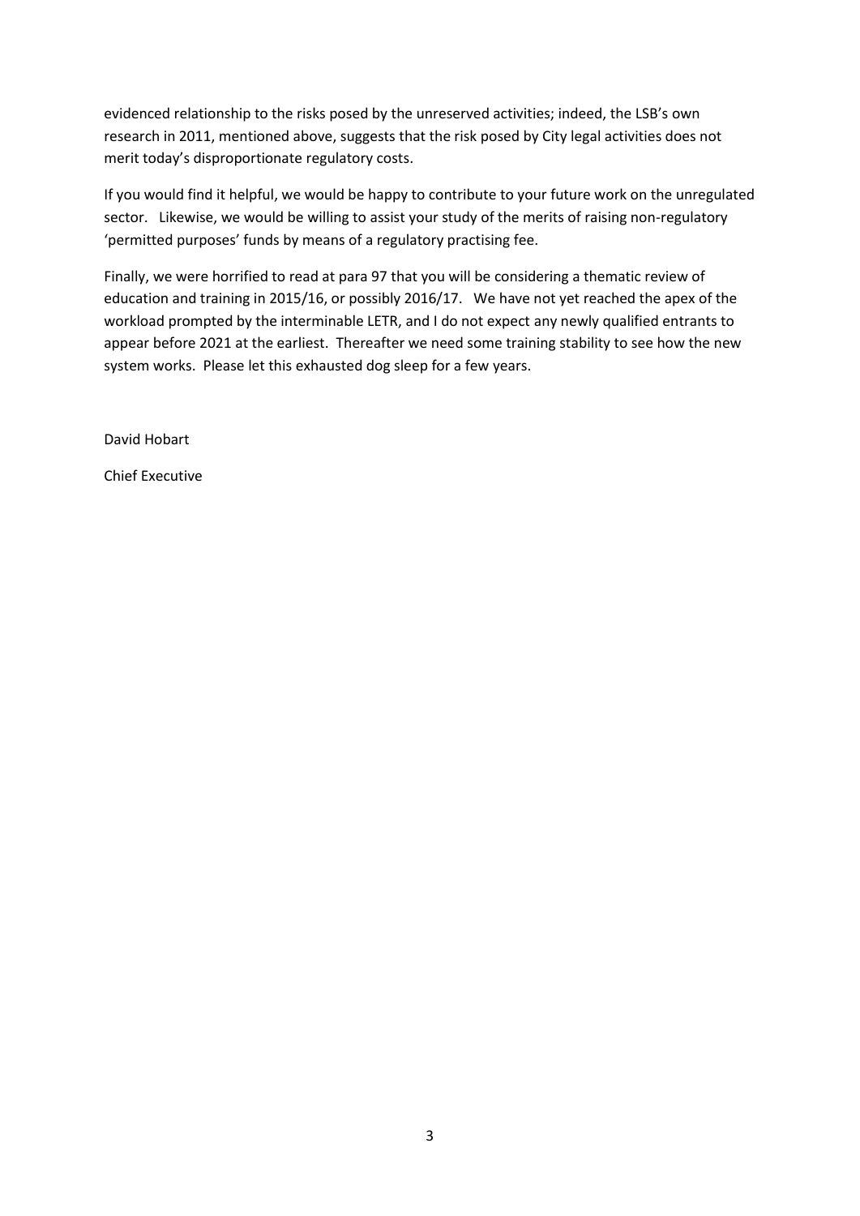evidenced relationship to the risks posed by the unreserved activities; indeed, the LSB's own research in 2011, mentioned above, suggests that the risk posed by City legal activities does not merit today's disproportionate regulatory costs.

If you would find it helpful, we would be happy to contribute to your future work on the unregulated sector. Likewise, we would be willing to assist your study of the merits of raising non-regulatory 'permitted purposes' funds by means of a regulatory practising fee.

Finally, we were horrified to read at para 97 that you will be considering a thematic review of education and training in 2015/16, or possibly 2016/17. We have not yet reached the apex of the workload prompted by the interminable LETR, and I do not expect any newly qualified entrants to appear before 2021 at the earliest. Thereafter we need some training stability to see how the new system works. Please let this exhausted dog sleep for a few years.

David Hobart

Chief Executive